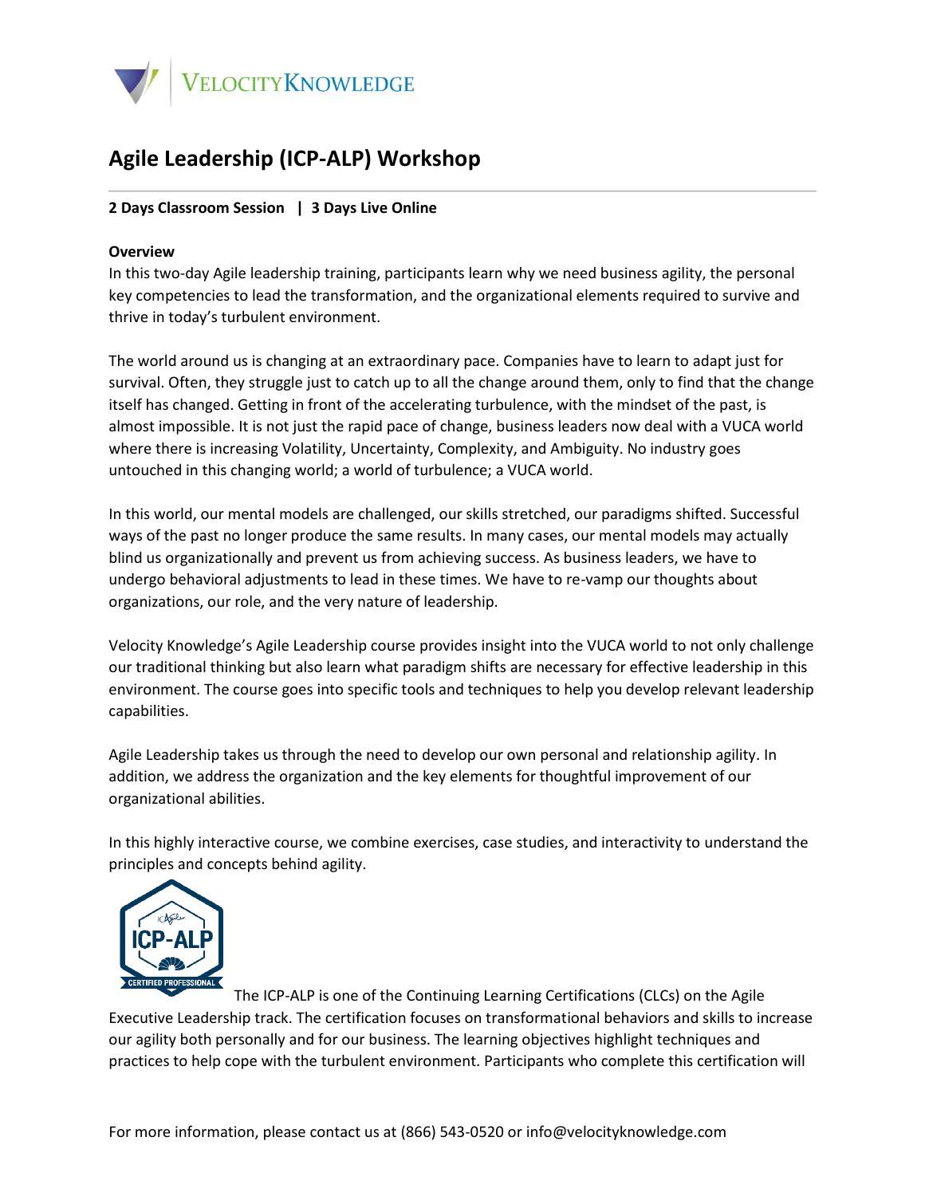# Agile Leadership (ICP-ALP) Workshop

**2 Days Classroom Session | 3 Days Live Online**

**Overview**

In this two-day Agile leadership training, participants learn why we need business agility, the personal key competencies to lead the transformation, and the organizational elements required to survive and thrive in today's turbulent environment.

The world around us is changing at an extraordinary pace. Companies have to learn to adapt just for survival. Often, they struggle just to catch up to all the change around them, only to find that the change itself has changed. Getting in front of the accelerating turbulence, with the mindset of the past, is almost impossible. It is not just the rapid pace of change, business leaders now deal with a VUCA world where there is increasing Volatility, Uncertainty, Complexity, and Ambiguity. No industry goes untouched in this changing world; a world of turbulence; a VUCA world.

In this world, our mental models are challenged, our skills stretched, our paradigms shifted. Successful ways of the past no longer produce the same results. In many cases, our mental models may actually blind us organizationally and prevent us from achieving success. As business leaders, we have to undergo behavioral adjustments to lead in these times. We have to re-vamp our thoughts about organizations, our role, and the very nature of leadership.

Velocity Knowledge's Agile Leadership course provides insight into the VUCA world to not only challenge our traditional thinking but also learn what paradigm shifts are necessary for effective leadership in this environment. The course goes into specific tools and techniques to help you develop relevant leadership capabilities.

Agile Leadership takes us through the need to develop our own personal and relationship agility. In addition, we address the organization and the key elements for thoughtful improvement of our organizational abilities.

In this highly interactive course, we combine exercises, case studies, and interactivity to understand the principles and concepts behind agility.

The ICP-ALP is one of the Continuing Learning Certifications (CLCs) on the Agile Executive Leadership track. The certification focuses on transformational behaviors and skills to increase our agility both personally and for our business. The learning objectives highlight techniques and practices to help cope with the turbulent environment. Participants who complete this certification will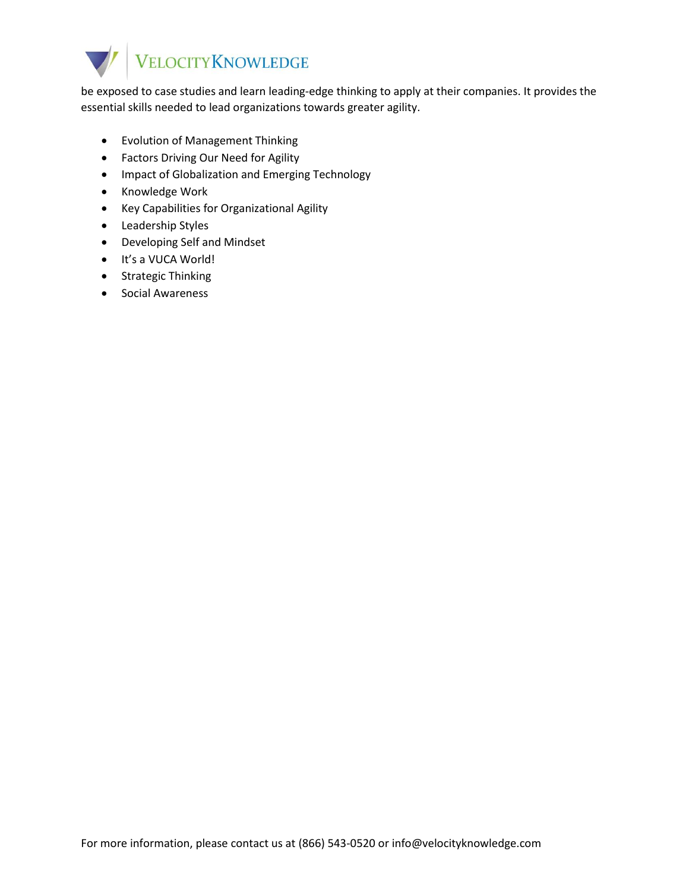be exposed to case studies and learn leading-edge thinking to apply at their companies. It provides the essential skills needed to lead organizations towards greater agility.

- Evolution of Management Thinking
- Factors Driving Our Need for Agility
- Impact of Globalization and Emerging Technology
- Knowledge Work
- Key Capabilities for Organizational Agility
- Leadership Styles
- Developing Self and Mindset
- It's a VUCA World!
- Strategic Thinking
- Social Awareness